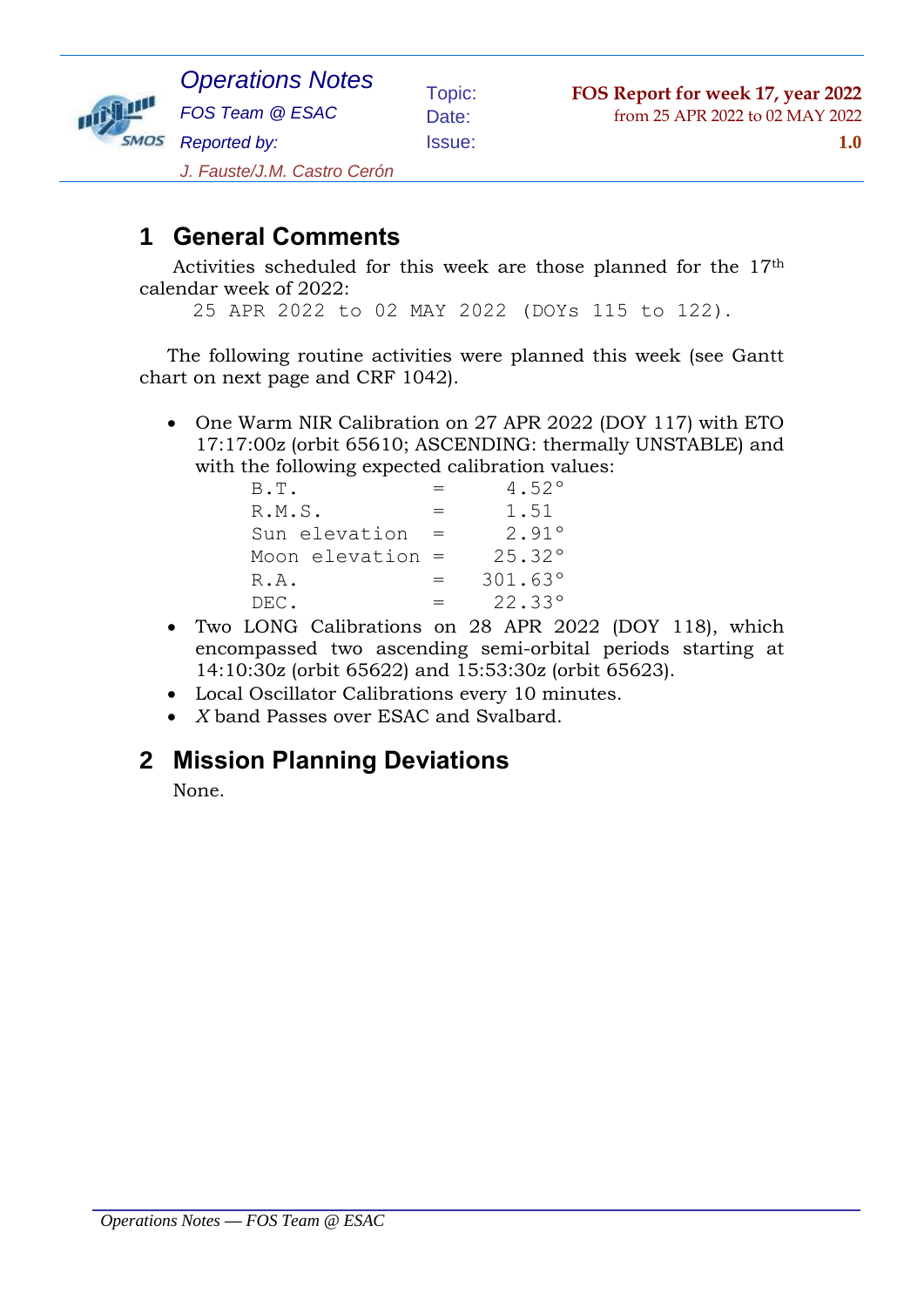*Operations Notes*

*FOS Team @ ESAC*

*Reported by:*

*J. Fauste/J.M. Castro Cerón*

Topic: **FOS Report for week 17, year 2022**

Date: from 25 APR 2022 to 02 MAY 2022

Issue: **1.0**

# 1 General Comments

Activities scheduled for this week are those planned for the 17th calendar week of 2022:

```
25 APR 2022 to 02 MAY 2022 (DOYs 115 to 122).
```

The following routine activities were planned this week (see Gantt chart on next page and CRF 1042).

- One Warm NIR Calibration on 27 APR 2022 (DOY 117) with ETO 17:17:00z (orbit 65610; ASCENDING: thermally UNSTABLE) and with the following expected calibration values:

```
B.T.           =     4.52°
R.M.S.         =     1.51
Sun elevation  =     2.91°
Moon elevation =    25.32°
R.A.           =   301.63°
DEC.           =    22.33°
```

- Two LONG Calibrations on 28 APR 2022 (DOY 118), which encompassed two ascending semi-orbital periods starting at 14:10:30z (orbit 65622) and 15:53:30z (orbit 65623).
- Local Oscillator Calibrations every 10 minutes.
- *X* band Passes over ESAC and Svalbard.

# 2 Mission Planning Deviations

None.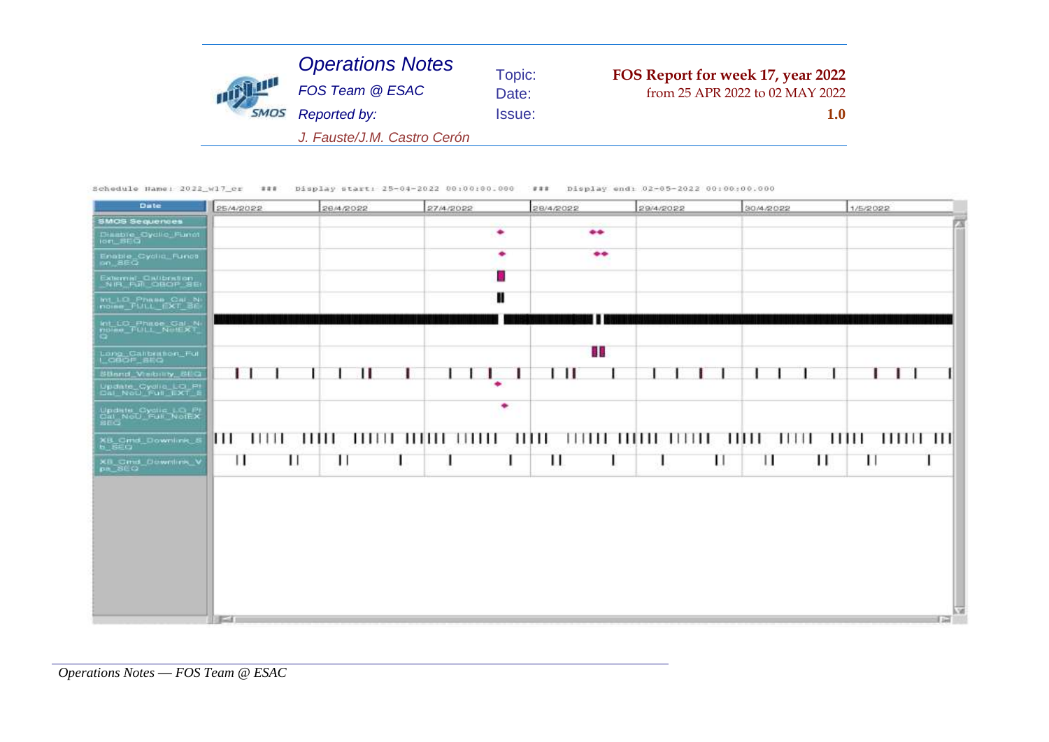Schedule Name: 2022_w17_cr ### Display start: 25-04-2022 00:00:00.000 ### Display end: 02-05-2022 00:00:00.000

| Date | 25/4/2022 | 26/4/2022 | 27/4/2022 | 28/4/2022 | 29/4/2022 | 30/4/2022 | 1/5/2022 |
|---|---|---|---|---|---|---|---|
| **SMOS Sequences** | | | | | | | |
| Disable_Cyclic_Function_SEQ | | | | | | | |
| Enable_Cyclic_Function_SEQ | | | | | | | |
| External_Calibration_NIR_Full_OBOP_SEQ | | | | | | | |
| Int_LO_Phase_Cal_Noise_FULL_EXT_SEQ | | | | | | | |
| Int_LO_Phase_Cal_Noise_FULL_NotEXT_SEQ | | | | | | | |
| Long_Calibration_Full_OBOP_SEQ | | | | | | | |
| SBand_Visibility_SEQ | | | | | | | |
| Update_Cyclic_LO_PhCal_NoU_Full_EXT_SEQ | | | | | | | |
| Update_Cyclic_LO_PhCal_NoU_Full_NotEXT_SEQ | | | | | | | |
| XB_Cmd_Downlink_Sb_SEQ | | | | | | | |
| XB_Cmd_Downlink_Vps_SEQ | | | | | | | |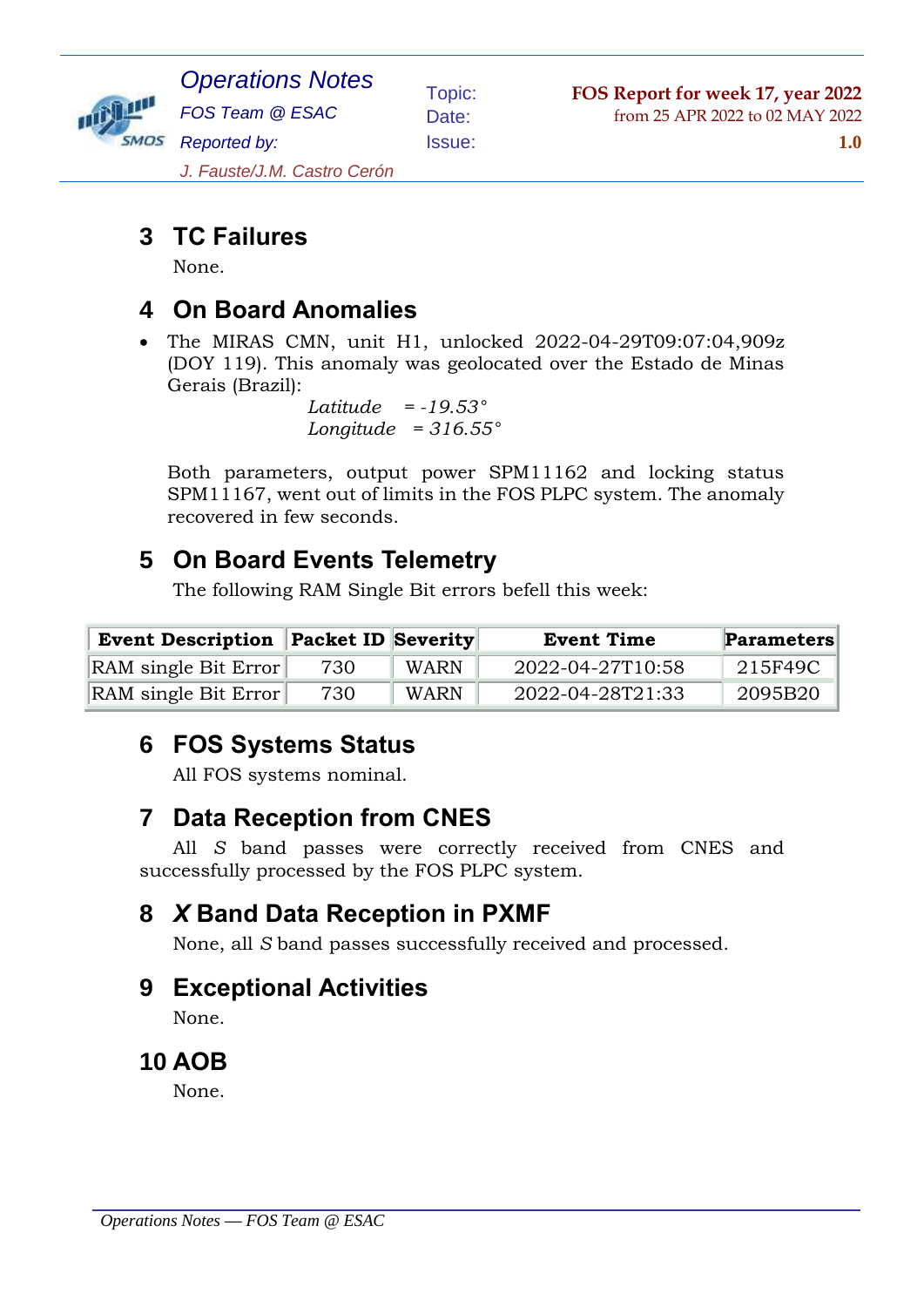## 3 TC Failures

None.

## 4 On Board Anomalies

- The MIRAS CMN, unit H1, unlocked 2022-04-29T09:07:04,909z (DOY 119). This anomaly was geolocated over the Estado de Minas Gerais (Brazil):

  *Latitude* = *-19.53°*
  *Longitude* = *316.55°*

  Both parameters, output power SPM11162 and locking status SPM11167, went out of limits in the FOS PLPC system. The anomaly recovered in few seconds.

## 5 On Board Events Telemetry

The following RAM Single Bit errors befell this week:

| Event Description | Packet ID | Severity | Event Time | Parameters |
|---|---|---|---|---|
| RAM single Bit Error | 730 | WARN | 2022-04-27T10:58 | 215F49C |
| RAM single Bit Error | 730 | WARN | 2022-04-28T21:33 | 2095B20 |

## 6 FOS Systems Status

All FOS systems nominal.

## 7 Data Reception from CNES

All *S* band passes were correctly received from CNES and successfully processed by the FOS PLPC system.

## 8 *X* Band Data Reception in PXMF

None, all *S* band passes successfully received and processed.

## 9 Exceptional Activities

None.

## 10 AOB

None.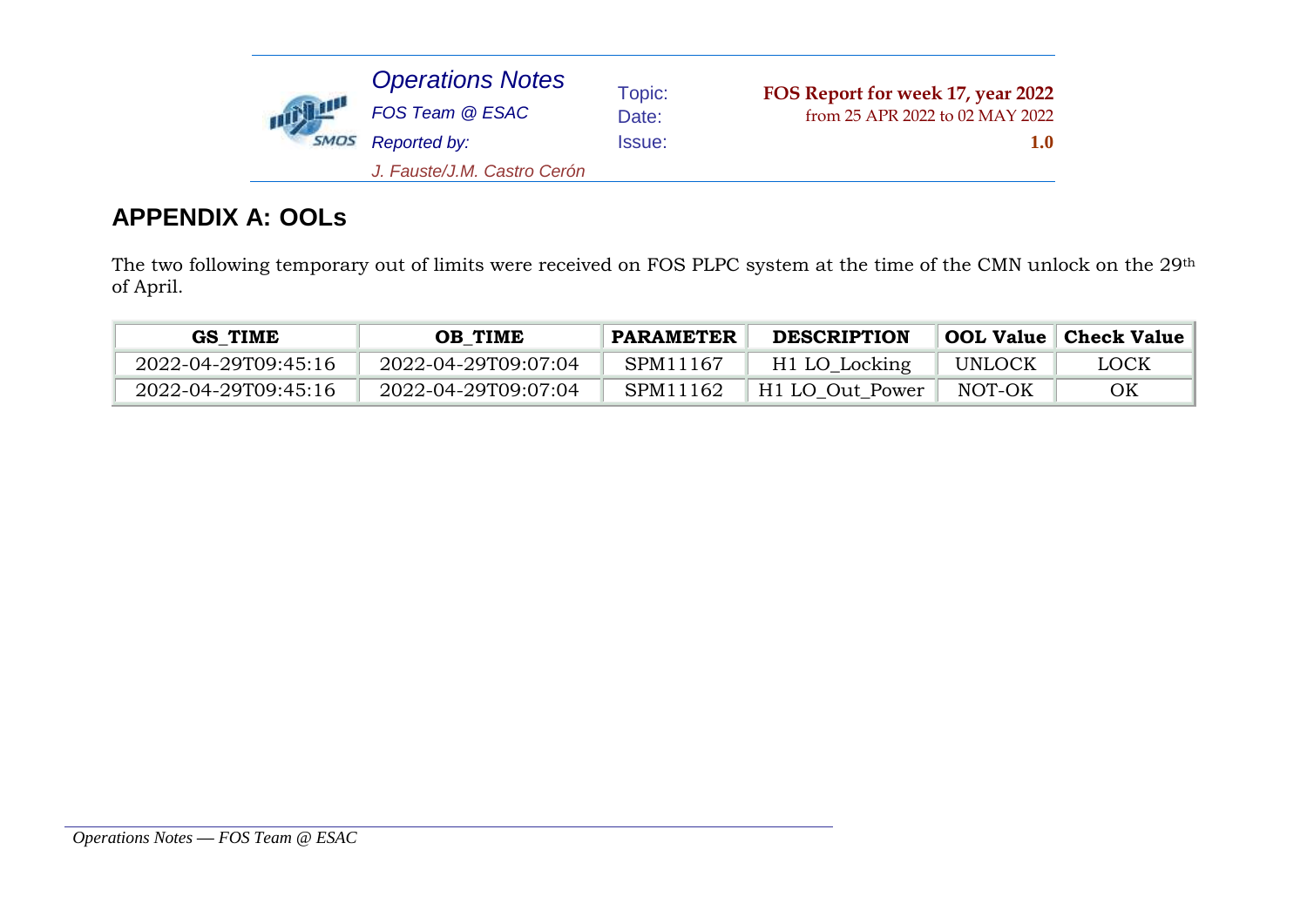## APPENDIX A: OOLs

The two following temporary out of limits were received on FOS PLPC system at the time of the CMN unlock on the 29th of April.

| GS_TIME | OB_TIME | PARAMETER | DESCRIPTION | OOL Value | Check Value |
|---|---|---|---|---|---|
| 2022-04-29T09:45:16 | 2022-04-29T09:07:04 | SPM11167 | H1 LO_Locking | UNLOCK | LOCK |
| 2022-04-29T09:45:16 | 2022-04-29T09:07:04 | SPM11162 | H1 LO_Out_Power | NOT-OK | OK |